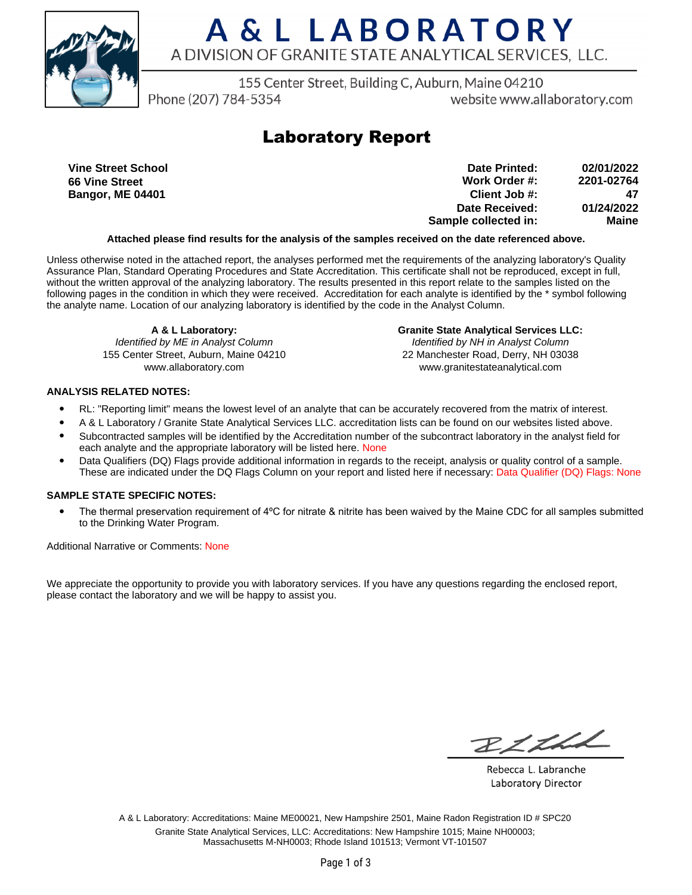# A & L LABORATORY

A DIVISION OF GRANITE STATE ANALYTICAL SERVICES, LLC.

155 Center Street, Building C, Auburn, Maine 04210

Phone (207) 784-5354 website www.allaboratory.com

## Laboratory Report

**Vine Street School**
**66 Vine Street**
**Bangor, ME 04401**

| | |
|---|---|
| **Date Printed:** | **02/01/2022** |
| **Work Order #:** | **2201-02764** |
| **Client Job #:** | **47** |
| **Date Received:** | **01/24/2022** |
| **Sample collected in:** | **Maine** |

**Attached please find results for the analysis of the samples received on the date referenced above.**

Unless otherwise noted in the attached report, the analyses performed met the requirements of the analyzing laboratory's Quality Assurance Plan, Standard Operating Procedures and State Accreditation. This certificate shall not be reproduced, except in full, without the written approval of the analyzing laboratory. The results presented in this report relate to the samples listed on the following pages in the condition in which they were received. Accreditation for each analyte is identified by the * symbol following the analyte name. Location of our analyzing laboratory is identified by the code in the Analyst Column.

**A & L Laboratory:**
*Identified by ME in Analyst Column*
155 Center Street, Auburn, Maine 04210
www.allaboratory.com

**Granite State Analytical Services LLC:**
*Identified by NH in Analyst Column*
22 Manchester Road, Derry, NH 03038
www.granitestateanalytical.com

**ANALYSIS RELATED NOTES:**

- RL: "Reporting limit" means the lowest level of an analyte that can be accurately recovered from the matrix of interest.
- A & L Laboratory / Granite State Analytical Services LLC. accreditation lists can be found on our websites listed above.
- Subcontracted samples will be identified by the Accreditation number of the subcontract laboratory in the analyst field for each analyte and the appropriate laboratory will be listed here. None
- Data Qualifiers (DQ) Flags provide additional information in regards to the receipt, analysis or quality control of a sample. These are indicated under the DQ Flags Column on your report and listed here if necessary: Data Qualifier (DQ) Flags: None

**SAMPLE STATE SPECIFIC NOTES:**

- The thermal preservation requirement of 4ºC for nitrate & nitrite has been waived by the Maine CDC for all samples submitted to the Drinking Water Program.

Additional Narrative or Comments: None

We appreciate the opportunity to provide you with laboratory services. If you have any questions regarding the enclosed report, please contact the laboratory and we will be happy to assist you.

Rebecca L. Labranche
Laboratory Director

A & L Laboratory: Accreditations: Maine ME00021, New Hampshire 2501, Maine Radon Registration ID # SPC20
Granite State Analytical Services, LLC: Accreditations: New Hampshire 1015; Maine NH00003; Massachusetts M-NH0003; Rhode Island 101513; Vermont VT-101507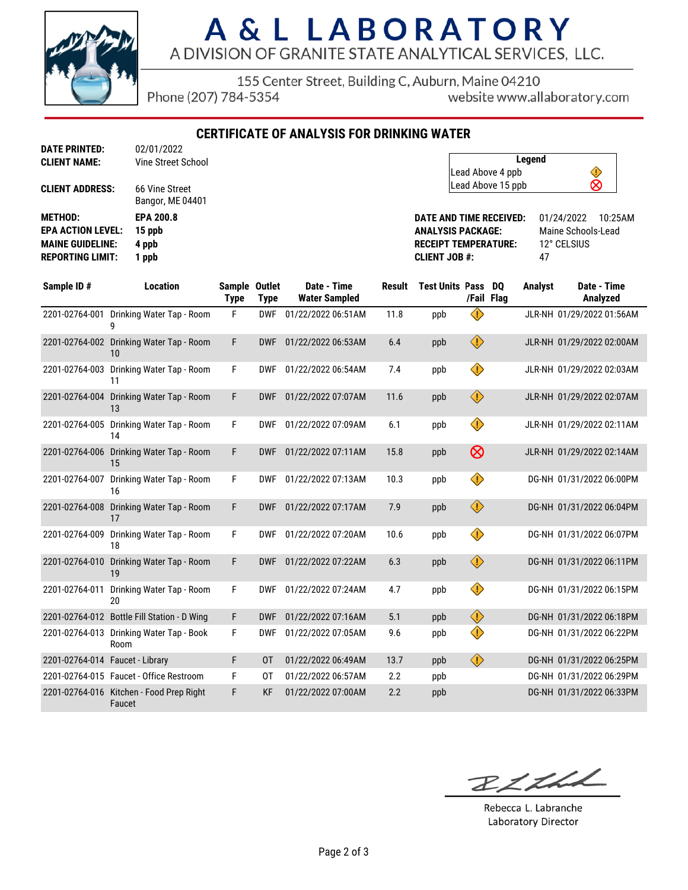# A & L LABORATORY

A DIVISION OF GRANITE STATE ANALYTICAL SERVICES, LLC.

155 Center Street, Building C, Auburn, Maine 04210
Phone (207) 784-5354
website www.allaboratory.com

## CERTIFICATE OF ANALYSIS FOR DRINKING WATER

**DATE PRINTED:** 02/01/2022
**CLIENT NAME:** Vine Street School
**CLIENT ADDRESS:** 66 Vine Street, Bangor, ME 04401

**METHOD:** EPA 200.8
**EPA ACTION LEVEL:** 15 ppb
**MAINE GUIDELINE:** 4 ppb
**REPORTING LIMIT:** 1 ppb

| Legend | |
|---|---|
| Lead Above 4 ppb | ⚠ |
| Lead Above 15 ppb | ⊗ |

**DATE AND TIME RECEIVED:** 01/24/2022 10:25AM
**ANALYSIS PACKAGE:** Maine Schools-Lead
**RECEIPT TEMPERATURE:** 12° CELSIUS
**CLIENT JOB #:** 47

| Sample ID # | Location | Sample Type | Outlet Type | Date - Time Water Sampled | Result | Test Units | Pass /Fail | DQ Flag | Analyst | Date - Time Analyzed |
|---|---|---|---|---|---|---|---|---|---|---|
| 2201-02764-001 | Drinking Water Tap - Room 9 | F | DWF | 01/22/2022 06:51AM | 11.8 | ppb | ⚠ | | JLR-NH | 01/29/2022 01:56AM |
| 2201-02764-002 | Drinking Water Tap - Room 10 | F | DWF | 01/22/2022 06:53AM | 6.4 | ppb | ⚠ | | JLR-NH | 01/29/2022 02:00AM |
| 2201-02764-003 | Drinking Water Tap - Room 11 | F | DWF | 01/22/2022 06:54AM | 7.4 | ppb | ⚠ | | JLR-NH | 01/29/2022 02:03AM |
| 2201-02764-004 | Drinking Water Tap - Room 13 | F | DWF | 01/22/2022 07:07AM | 11.6 | ppb | ⚠ | | JLR-NH | 01/29/2022 02:07AM |
| 2201-02764-005 | Drinking Water Tap - Room 14 | F | DWF | 01/22/2022 07:09AM | 6.1 | ppb | ⚠ | | JLR-NH | 01/29/2022 02:11AM |
| 2201-02764-006 | Drinking Water Tap - Room 15 | F | DWF | 01/22/2022 07:11AM | 15.8 | ppb | ⊗ | | JLR-NH | 01/29/2022 02:14AM |
| 2201-02764-007 | Drinking Water Tap - Room 16 | F | DWF | 01/22/2022 07:13AM | 10.3 | ppb | ⚠ | | DG-NH | 01/31/2022 06:00PM |
| 2201-02764-008 | Drinking Water Tap - Room 17 | F | DWF | 01/22/2022 07:17AM | 7.9 | ppb | ⚠ | | DG-NH | 01/31/2022 06:04PM |
| 2201-02764-009 | Drinking Water Tap - Room 18 | F | DWF | 01/22/2022 07:20AM | 10.6 | ppb | ⚠ | | DG-NH | 01/31/2022 06:07PM |
| 2201-02764-010 | Drinking Water Tap - Room 19 | F | DWF | 01/22/2022 07:22AM | 6.3 | ppb | ⚠ | | DG-NH | 01/31/2022 06:11PM |
| 2201-02764-011 | Drinking Water Tap - Room 20 | F | DWF | 01/22/2022 07:24AM | 4.7 | ppb | ⚠ | | DG-NH | 01/31/2022 06:15PM |
| 2201-02764-012 | Bottle Fill Station - D Wing | F | DWF | 01/22/2022 07:16AM | 5.1 | ppb | ⚠ | | DG-NH | 01/31/2022 06:18PM |
| 2201-02764-013 | Drinking Water Tap - Book Room | F | DWF | 01/22/2022 07:05AM | 9.6 | ppb | ⚠ | | DG-NH | 01/31/2022 06:22PM |
| 2201-02764-014 | Faucet - Library | F | OT | 01/22/2022 06:49AM | 13.7 | ppb | ⚠ | | DG-NH | 01/31/2022 06:25PM |
| 2201-02764-015 | Faucet - Office Restroom | F | OT | 01/22/2022 06:57AM | 2.2 | ppb | | | DG-NH | 01/31/2022 06:29PM |
| 2201-02764-016 | Kitchen - Food Prep Right Faucet | F | KF | 01/22/2022 07:00AM | 2.2 | ppb | | | DG-NH | 01/31/2022 06:33PM |

Rebecca L. Labranche
Laboratory Director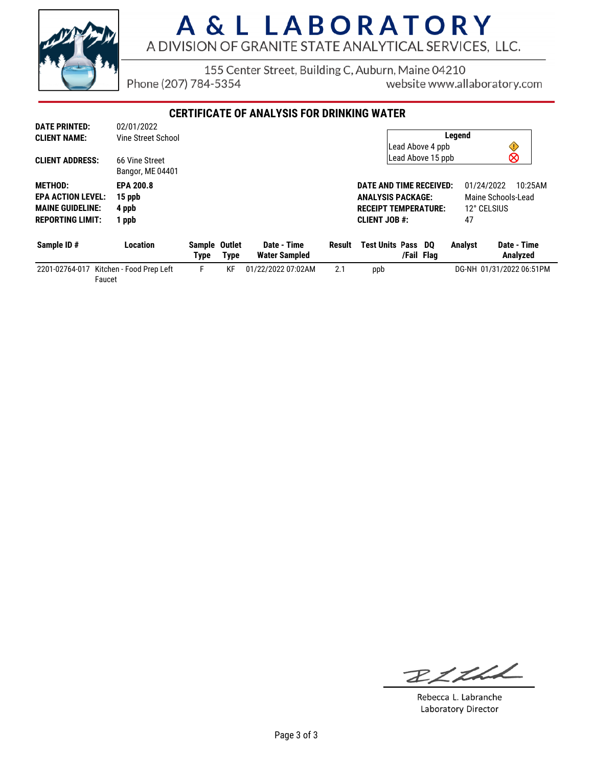# A & L LABORATORY

A DIVISION OF GRANITE STATE ANALYTICAL SERVICES, LLC.

155 Center Street, Building C, Auburn, Maine 04210
Phone (207) 784-5354
website www.allaboratory.com

## CERTIFICATE OF ANALYSIS FOR DRINKING WATER

**DATE PRINTED:** 02/01/2022
**CLIENT NAME:** Vine Street School
**CLIENT ADDRESS:** 66 Vine Street
Bangor, ME 04401

| Legend | |
|---|---|
| Lead Above 4 ppb | ⚠ |
| Lead Above 15 ppb | ⊗ |

**METHOD:** EPA 200.8
**EPA ACTION LEVEL:** 15 ppb
**MAINE GUIDELINE:** 4 ppb
**REPORTING LIMIT:** 1 ppb

**DATE AND TIME RECEIVED:** 01/24/2022 10:25AM
**ANALYSIS PACKAGE:** Maine Schools-Lead
**RECEIPT TEMPERATURE:** 12° CELSIUS
**CLIENT JOB #:** 47

| Sample ID # | Location | Sample Type | Outlet Type | Date - Time Water Sampled | Result | Test Units | Pass /Fail | DQ Flag | Analyst | Date - Time Analyzed |
|---|---|---|---|---|---|---|---|---|---|---|
| 2201-02764-017 | Kitchen - Food Prep Left Faucet | F | KF | 01/22/2022 07:02AM | 2.1 | ppb | | | DG-NH | 01/31/2022 06:51PM |

Rebecca L. Labranche
Laboratory Director